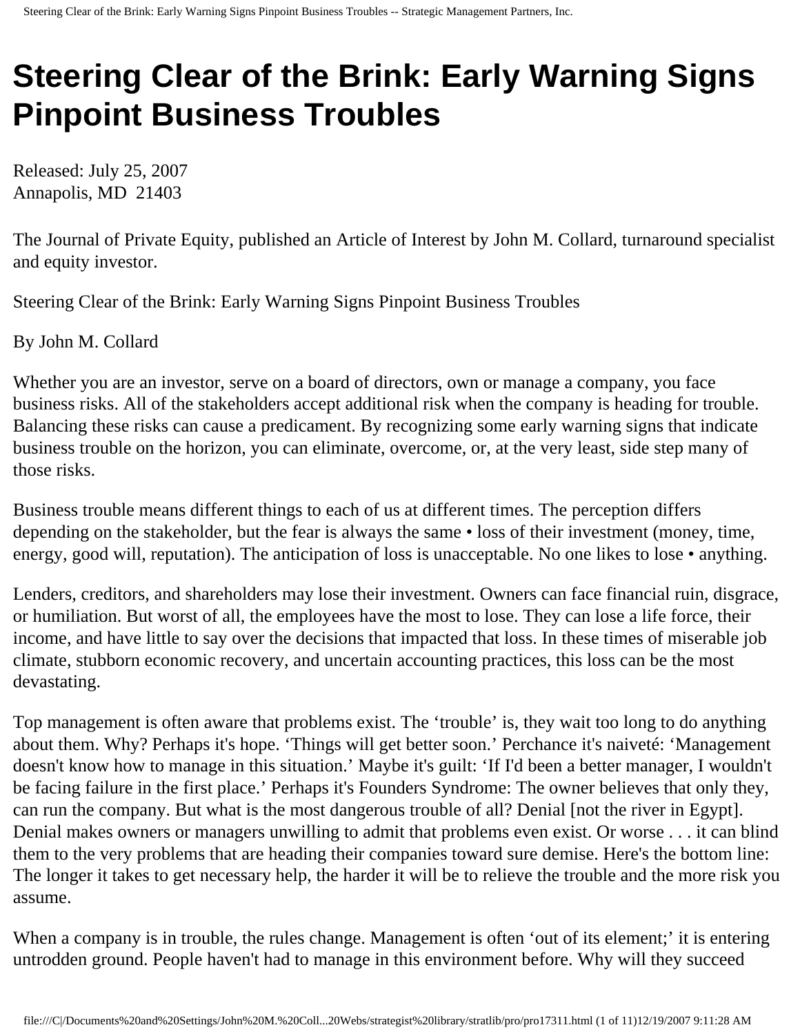# Steering Clear of the Brink: Early Warning Signs Pinpoint Business Troubles

Released: July 25, 2007
Annapolis, MD 21403

The Journal of Private Equity, published an Article of Interest by John M. Collard, turnaround specialist and equity investor.

Steering Clear of the Brink: Early Warning Signs Pinpoint Business Troubles

By John M. Collard

Whether you are an investor, serve on a board of directors, own or manage a company, you face business risks. All of the stakeholders accept additional risk when the company is heading for trouble. Balancing these risks can cause a predicament. By recognizing some early warning signs that indicate business trouble on the horizon, you can eliminate, overcome, or, at the very least, side step many of those risks.

Business trouble means different things to each of us at different times. The perception differs depending on the stakeholder, but the fear is always the same • loss of their investment (money, time, energy, good will, reputation). The anticipation of loss is unacceptable. No one likes to lose • anything.

Lenders, creditors, and shareholders may lose their investment. Owners can face financial ruin, disgrace, or humiliation. But worst of all, the employees have the most to lose. They can lose a life force, their income, and have little to say over the decisions that impacted that loss. In these times of miserable job climate, stubborn economic recovery, and uncertain accounting practices, this loss can be the most devastating.

Top management is often aware that problems exist. The 'trouble' is, they wait too long to do anything about them. Why? Perhaps it's hope. 'Things will get better soon.' Perchance it's naiveté: 'Management doesn't know how to manage in this situation.' Maybe it's guilt: 'If I'd been a better manager, I wouldn't be facing failure in the first place.' Perhaps it's Founders Syndrome: The owner believes that only they, can run the company. But what is the most dangerous trouble of all? Denial [not the river in Egypt]. Denial makes owners or managers unwilling to admit that problems even exist. Or worse . . . it can blind them to the very problems that are heading their companies toward sure demise. Here's the bottom line: The longer it takes to get necessary help, the harder it will be to relieve the trouble and the more risk you assume.

When a company is in trouble, the rules change. Management is often 'out of its element;' it is entering untrodden ground. People haven't had to manage in this environment before. Why will they succeed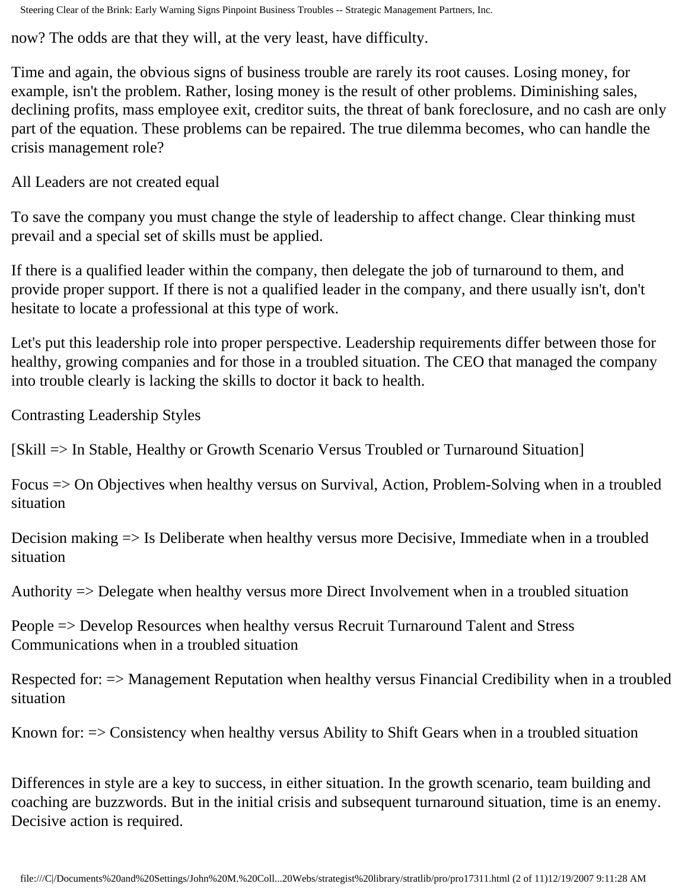now? The odds are that they will, at the very least, have difficulty.

Time and again, the obvious signs of business trouble are rarely its root causes. Losing money, for example, isn't the problem. Rather, losing money is the result of other problems. Diminishing sales, declining profits, mass employee exit, creditor suits, the threat of bank foreclosure, and no cash are only part of the equation. These problems can be repaired. The true dilemma becomes, who can handle the crisis management role?

## All Leaders are not created equal

To save the company you must change the style of leadership to affect change. Clear thinking must prevail and a special set of skills must be applied.

If there is a qualified leader within the company, then delegate the job of turnaround to them, and provide proper support. If there is not a qualified leader in the company, and there usually isn't, don't hesitate to locate a professional at this type of work.

Let's put this leadership role into proper perspective. Leadership requirements differ between those for healthy, growing companies and for those in a troubled situation. The CEO that managed the company into trouble clearly is lacking the skills to doctor it back to health.

## Contrasting Leadership Styles

[Skill => In Stable, Healthy or Growth Scenario Versus Troubled or Turnaround Situation]

Focus => On Objectives when healthy versus on Survival, Action, Problem-Solving when in a troubled situation

Decision making => Is Deliberate when healthy versus more Decisive, Immediate when in a troubled situation

Authority => Delegate when healthy versus more Direct Involvement when in a troubled situation

People => Develop Resources when healthy versus Recruit Turnaround Talent and Stress Communications when in a troubled situation

Respected for: => Management Reputation when healthy versus Financial Credibility when in a troubled situation

Known for: => Consistency when healthy versus Ability to Shift Gears when in a troubled situation

Differences in style are a key to success, in either situation. In the growth scenario, team building and coaching are buzzwords. But in the initial crisis and subsequent turnaround situation, time is an enemy. Decisive action is required.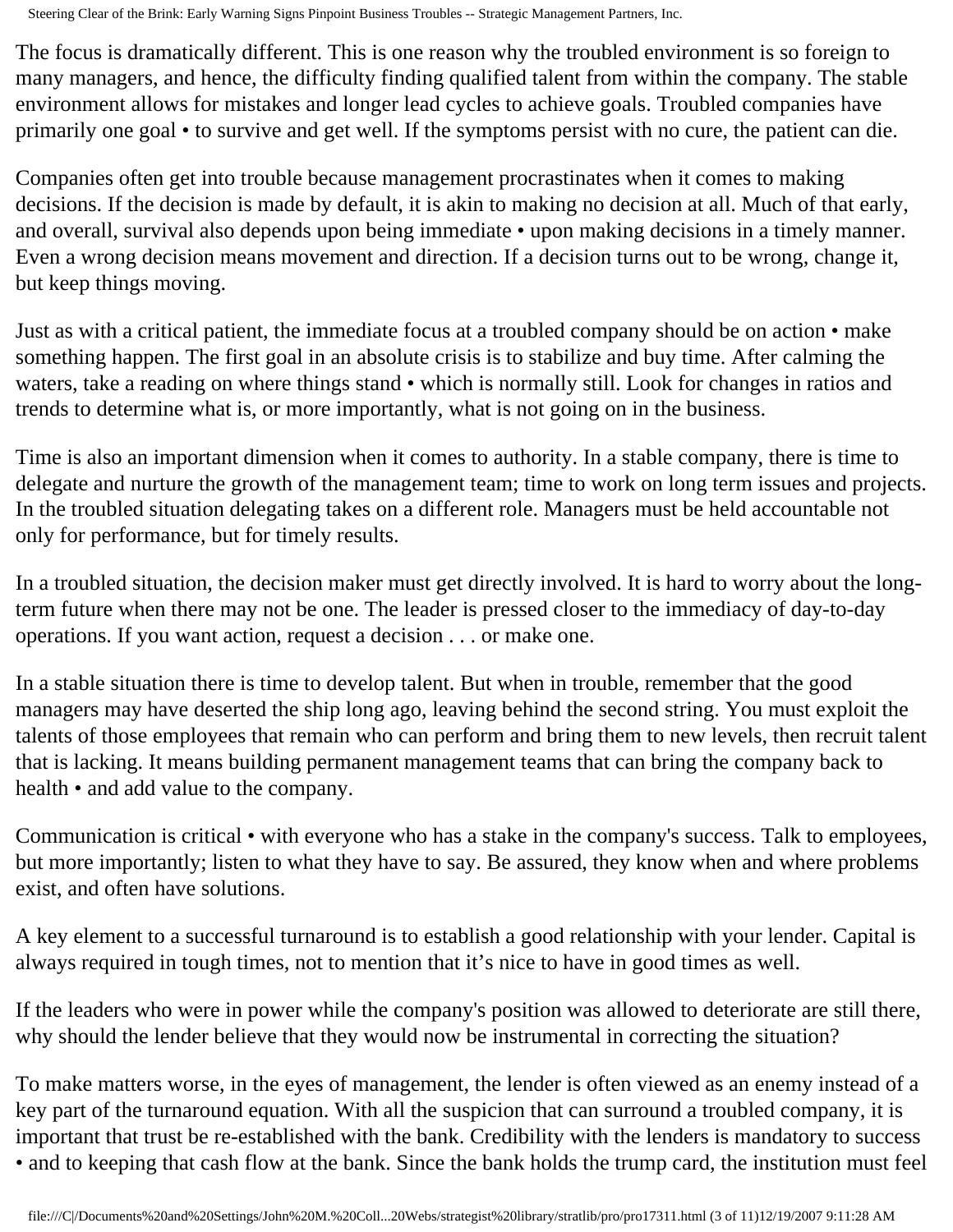The focus is dramatically different. This is one reason why the troubled environment is so foreign to many managers, and hence, the difficulty finding qualified talent from within the company. The stable environment allows for mistakes and longer lead cycles to achieve goals. Troubled companies have primarily one goal • to survive and get well. If the symptoms persist with no cure, the patient can die.

Companies often get into trouble because management procrastinates when it comes to making decisions. If the decision is made by default, it is akin to making no decision at all. Much of that early, and overall, survival also depends upon being immediate • upon making decisions in a timely manner. Even a wrong decision means movement and direction. If a decision turns out to be wrong, change it, but keep things moving.

Just as with a critical patient, the immediate focus at a troubled company should be on action • make something happen. The first goal in an absolute crisis is to stabilize and buy time. After calming the waters, take a reading on where things stand • which is normally still. Look for changes in ratios and trends to determine what is, or more importantly, what is not going on in the business.

Time is also an important dimension when it comes to authority. In a stable company, there is time to delegate and nurture the growth of the management team; time to work on long term issues and projects. In the troubled situation delegating takes on a different role. Managers must be held accountable not only for performance, but for timely results.

In a troubled situation, the decision maker must get directly involved. It is hard to worry about the long-term future when there may not be one. The leader is pressed closer to the immediacy of day-to-day operations. If you want action, request a decision . . . or make one.

In a stable situation there is time to develop talent. But when in trouble, remember that the good managers may have deserted the ship long ago, leaving behind the second string. You must exploit the talents of those employees that remain who can perform and bring them to new levels, then recruit talent that is lacking. It means building permanent management teams that can bring the company back to health • and add value to the company.

Communication is critical • with everyone who has a stake in the company's success. Talk to employees, but more importantly; listen to what they have to say. Be assured, they know when and where problems exist, and often have solutions.

A key element to a successful turnaround is to establish a good relationship with your lender. Capital is always required in tough times, not to mention that it's nice to have in good times as well.

If the leaders who were in power while the company's position was allowed to deteriorate are still there, why should the lender believe that they would now be instrumental in correcting the situation?

To make matters worse, in the eyes of management, the lender is often viewed as an enemy instead of a key part of the turnaround equation. With all the suspicion that can surround a troubled company, it is important that trust be re-established with the bank. Credibility with the lenders is mandatory to success • and to keeping that cash flow at the bank. Since the bank holds the trump card, the institution must feel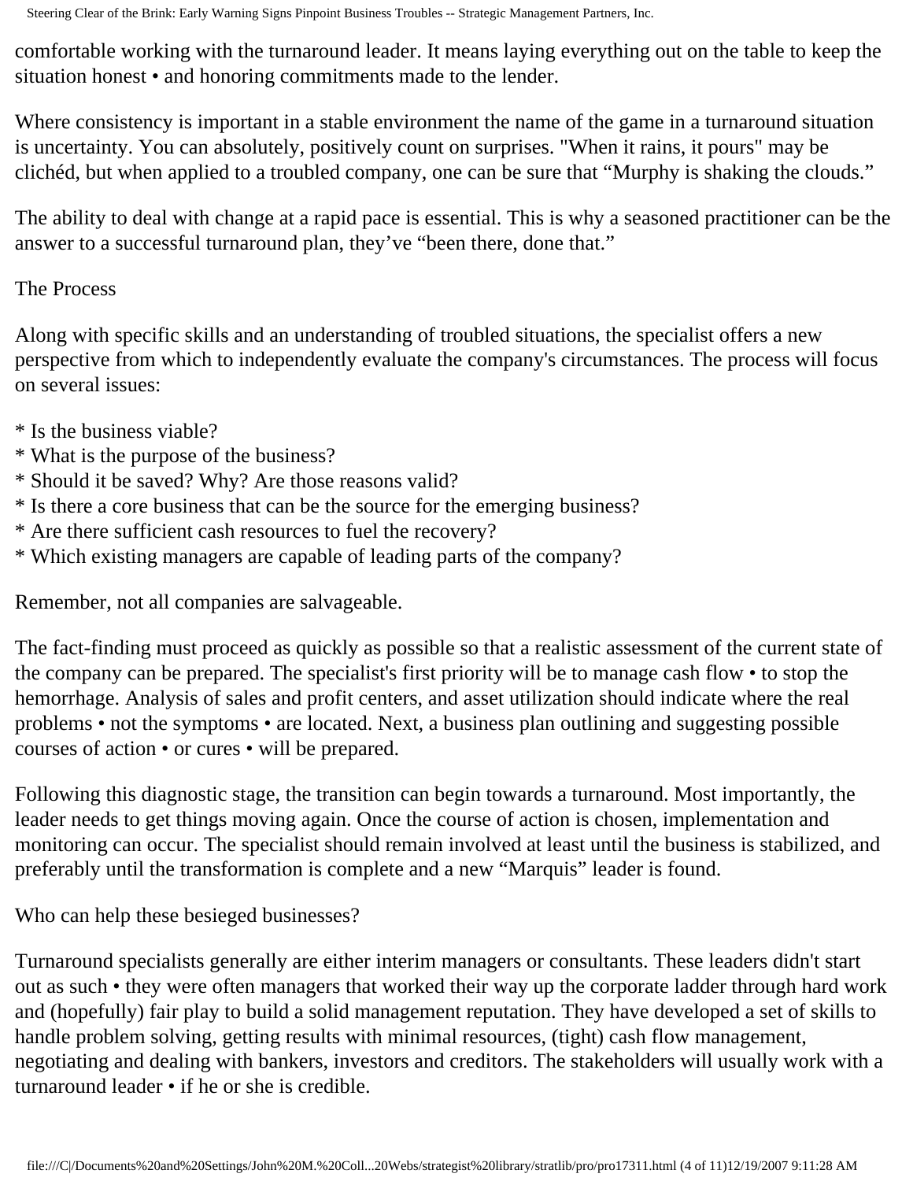comfortable working with the turnaround leader. It means laying everything out on the table to keep the situation honest • and honoring commitments made to the lender.

Where consistency is important in a stable environment the name of the game in a turnaround situation is uncertainty. You can absolutely, positively count on surprises. "When it rains, it pours" may be clichéd, but when applied to a troubled company, one can be sure that “Murphy is shaking the clouds.”

The ability to deal with change at a rapid pace is essential. This is why a seasoned practitioner can be the answer to a successful turnaround plan, they’ve “been there, done that.”

The Process

Along with specific skills and an understanding of troubled situations, the specialist offers a new perspective from which to independently evaluate the company's circumstances. The process will focus on several issues:

* Is the business viable?
* What is the purpose of the business?
* Should it be saved? Why? Are those reasons valid?
* Is there a core business that can be the source for the emerging business?
* Are there sufficient cash resources to fuel the recovery?
* Which existing managers are capable of leading parts of the company?

Remember, not all companies are salvageable.

The fact-finding must proceed as quickly as possible so that a realistic assessment of the current state of the company can be prepared. The specialist's first priority will be to manage cash flow • to stop the hemorrhage. Analysis of sales and profit centers, and asset utilization should indicate where the real problems • not the symptoms • are located. Next, a business plan outlining and suggesting possible courses of action • or cures • will be prepared.

Following this diagnostic stage, the transition can begin towards a turnaround. Most importantly, the leader needs to get things moving again. Once the course of action is chosen, implementation and monitoring can occur. The specialist should remain involved at least until the business is stabilized, and preferably until the transformation is complete and a new “Marquis” leader is found.

Who can help these besieged businesses?

Turnaround specialists generally are either interim managers or consultants. These leaders didn't start out as such • they were often managers that worked their way up the corporate ladder through hard work and (hopefully) fair play to build a solid management reputation. They have developed a set of skills to handle problem solving, getting results with minimal resources, (tight) cash flow management, negotiating and dealing with bankers, investors and creditors. The stakeholders will usually work with a turnaround leader • if he or she is credible.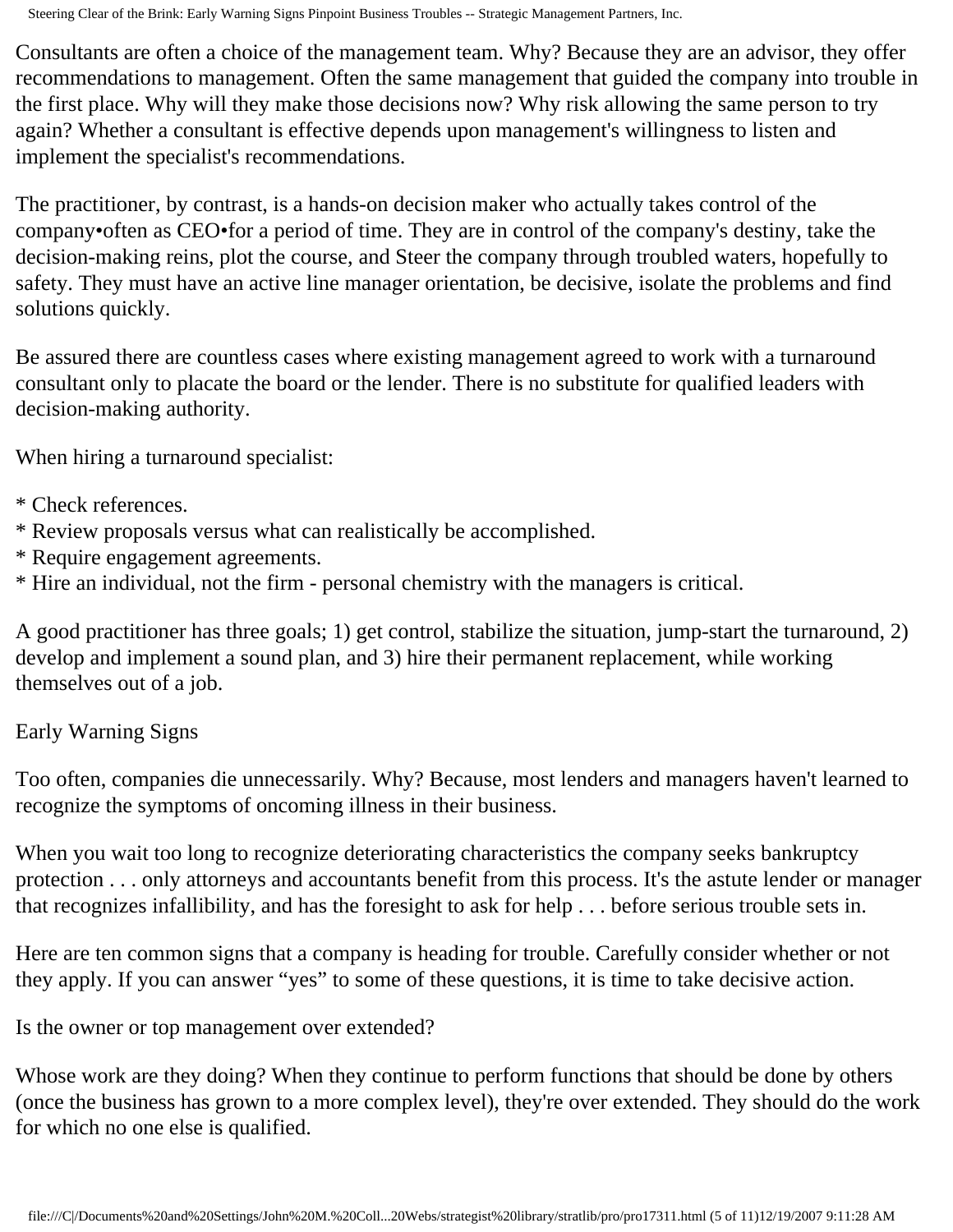Consultants are often a choice of the management team. Why? Because they are an advisor, they offer recommendations to management. Often the same management that guided the company into trouble in the first place. Why will they make those decisions now? Why risk allowing the same person to try again? Whether a consultant is effective depends upon management's willingness to listen and implement the specialist's recommendations.

The practitioner, by contrast, is a hands-on decision maker who actually takes control of the company•often as CEO•for a period of time. They are in control of the company's destiny, take the decision-making reins, plot the course, and Steer the company through troubled waters, hopefully to safety. They must have an active line manager orientation, be decisive, isolate the problems and find solutions quickly.

Be assured there are countless cases where existing management agreed to work with a turnaround consultant only to placate the board or the lender. There is no substitute for qualified leaders with decision-making authority.

When hiring a turnaround specialist:

* Check references.
* Review proposals versus what can realistically be accomplished.
* Require engagement agreements.
* Hire an individual, not the firm - personal chemistry with the managers is critical.

A good practitioner has three goals; 1) get control, stabilize the situation, jump-start the turnaround, 2) develop and implement a sound plan, and 3) hire their permanent replacement, while working themselves out of a job.

## Early Warning Signs

Too often, companies die unnecessarily. Why? Because, most lenders and managers haven't learned to recognize the symptoms of oncoming illness in their business.

When you wait too long to recognize deteriorating characteristics the company seeks bankruptcy protection . . . only attorneys and accountants benefit from this process. It's the astute lender or manager that recognizes infallibility, and has the foresight to ask for help . . . before serious trouble sets in.

Here are ten common signs that a company is heading for trouble. Carefully consider whether or not they apply. If you can answer "yes" to some of these questions, it is time to take decisive action.

### Is the owner or top management over extended?

Whose work are they doing? When they continue to perform functions that should be done by others (once the business has grown to a more complex level), they're over extended. They should do the work for which no one else is qualified.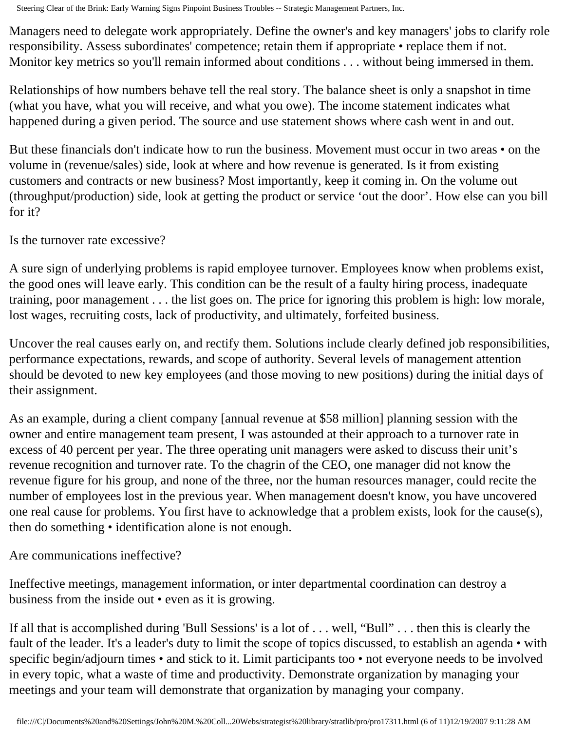Managers need to delegate work appropriately. Define the owner's and key managers' jobs to clarify role responsibility. Assess subordinates' competence; retain them if appropriate • replace them if not. Monitor key metrics so you'll remain informed about conditions . . . without being immersed in them.

Relationships of how numbers behave tell the real story. The balance sheet is only a snapshot in time (what you have, what you will receive, and what you owe). The income statement indicates what happened during a given period. The source and use statement shows where cash went in and out.

But these financials don't indicate how to run the business. Movement must occur in two areas • on the volume in (revenue/sales) side, look at where and how revenue is generated. Is it from existing customers and contracts or new business? Most importantly, keep it coming in. On the volume out (throughput/production) side, look at getting the product or service 'out the door'. How else can you bill for it?

## Is the turnover rate excessive?

A sure sign of underlying problems is rapid employee turnover. Employees know when problems exist, the good ones will leave early. This condition can be the result of a faulty hiring process, inadequate training, poor management . . . the list goes on. The price for ignoring this problem is high: low morale, lost wages, recruiting costs, lack of productivity, and ultimately, forfeited business.

Uncover the real causes early on, and rectify them. Solutions include clearly defined job responsibilities, performance expectations, rewards, and scope of authority. Several levels of management attention should be devoted to new key employees (and those moving to new positions) during the initial days of their assignment.

As an example, during a client company [annual revenue at $58 million] planning session with the owner and entire management team present, I was astounded at their approach to a turnover rate in excess of 40 percent per year. The three operating unit managers were asked to discuss their unit's revenue recognition and turnover rate. To the chagrin of the CEO, one manager did not know the revenue figure for his group, and none of the three, nor the human resources manager, could recite the number of employees lost in the previous year. When management doesn't know, you have uncovered one real cause for problems. You first have to acknowledge that a problem exists, look for the cause(s), then do something • identification alone is not enough.

## Are communications ineffective?

Ineffective meetings, management information, or inter departmental coordination can destroy a business from the inside out • even as it is growing.

If all that is accomplished during 'Bull Sessions' is a lot of . . . well, "Bull" . . . then this is clearly the fault of the leader. It's a leader's duty to limit the scope of topics discussed, to establish an agenda • with specific begin/adjourn times • and stick to it. Limit participants too • not everyone needs to be involved in every topic, what a waste of time and productivity. Demonstrate organization by managing your meetings and your team will demonstrate that organization by managing your company.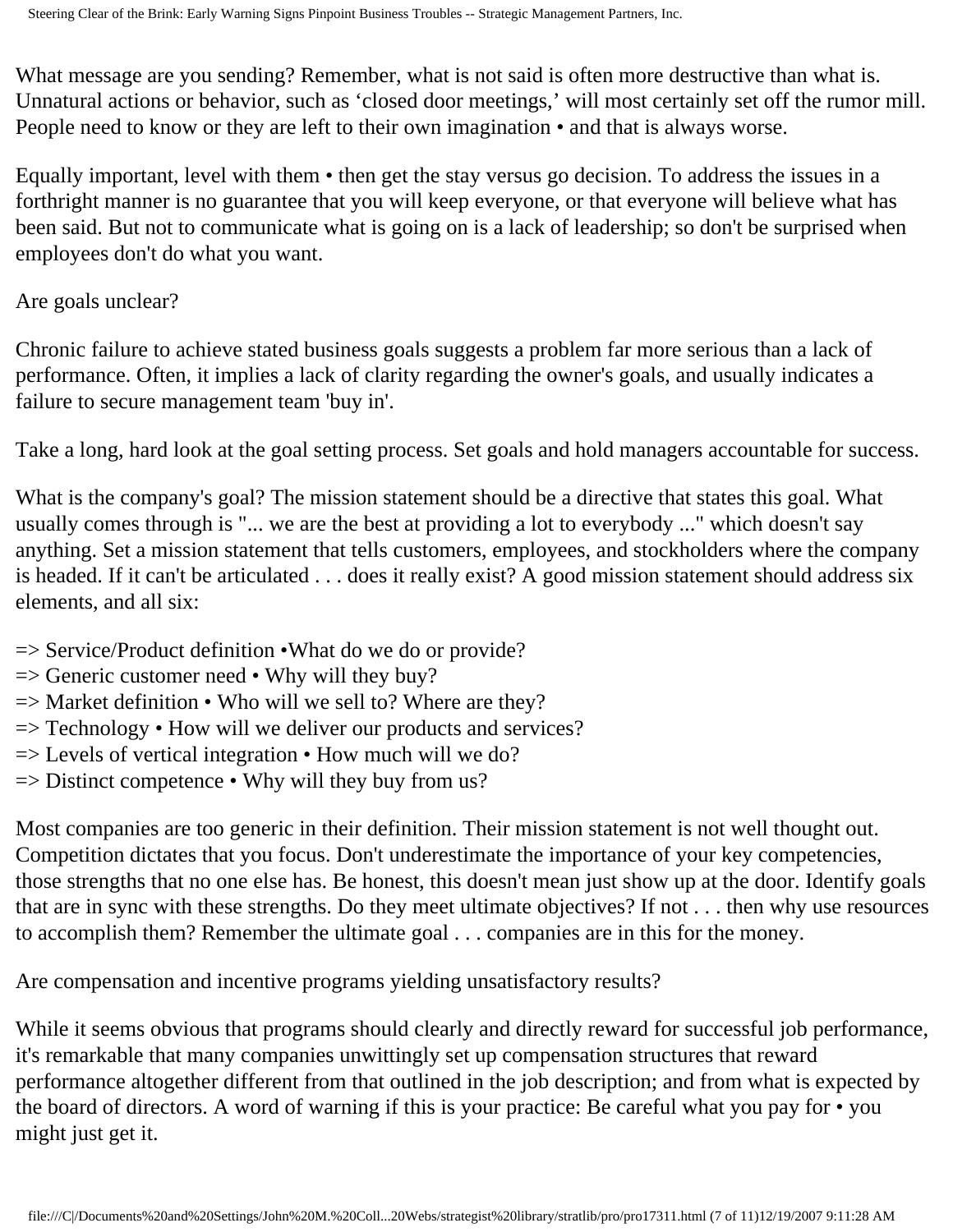What message are you sending? Remember, what is not said is often more destructive than what is. Unnatural actions or behavior, such as 'closed door meetings,' will most certainly set off the rumor mill. People need to know or they are left to their own imagination • and that is always worse.

Equally important, level with them • then get the stay versus go decision. To address the issues in a forthright manner is no guarantee that you will keep everyone, or that everyone will believe what has been said. But not to communicate what is going on is a lack of leadership; so don't be surprised when employees don't do what you want.

Are goals unclear?

Chronic failure to achieve stated business goals suggests a problem far more serious than a lack of performance. Often, it implies a lack of clarity regarding the owner's goals, and usually indicates a failure to secure management team 'buy in'.

Take a long, hard look at the goal setting process. Set goals and hold managers accountable for success.

What is the company's goal? The mission statement should be a directive that states this goal. What usually comes through is "... we are the best at providing a lot to everybody ..." which doesn't say anything. Set a mission statement that tells customers, employees, and stockholders where the company is headed. If it can't be articulated . . . does it really exist? A good mission statement should address six elements, and all six:

=> Service/Product definition •What do we do or provide?
=> Generic customer need • Why will they buy?
=> Market definition • Who will we sell to? Where are they?
=> Technology • How will we deliver our products and services?
=> Levels of vertical integration • How much will we do?
=> Distinct competence • Why will they buy from us?

Most companies are too generic in their definition. Their mission statement is not well thought out. Competition dictates that you focus. Don't underestimate the importance of your key competencies, those strengths that no one else has. Be honest, this doesn't mean just show up at the door. Identify goals that are in sync with these strengths. Do they meet ultimate objectives? If not . . . then why use resources to accomplish them? Remember the ultimate goal . . . companies are in this for the money.

Are compensation and incentive programs yielding unsatisfactory results?

While it seems obvious that programs should clearly and directly reward for successful job performance, it's remarkable that many companies unwittingly set up compensation structures that reward performance altogether different from that outlined in the job description; and from what is expected by the board of directors. A word of warning if this is your practice: Be careful what you pay for • you might just get it.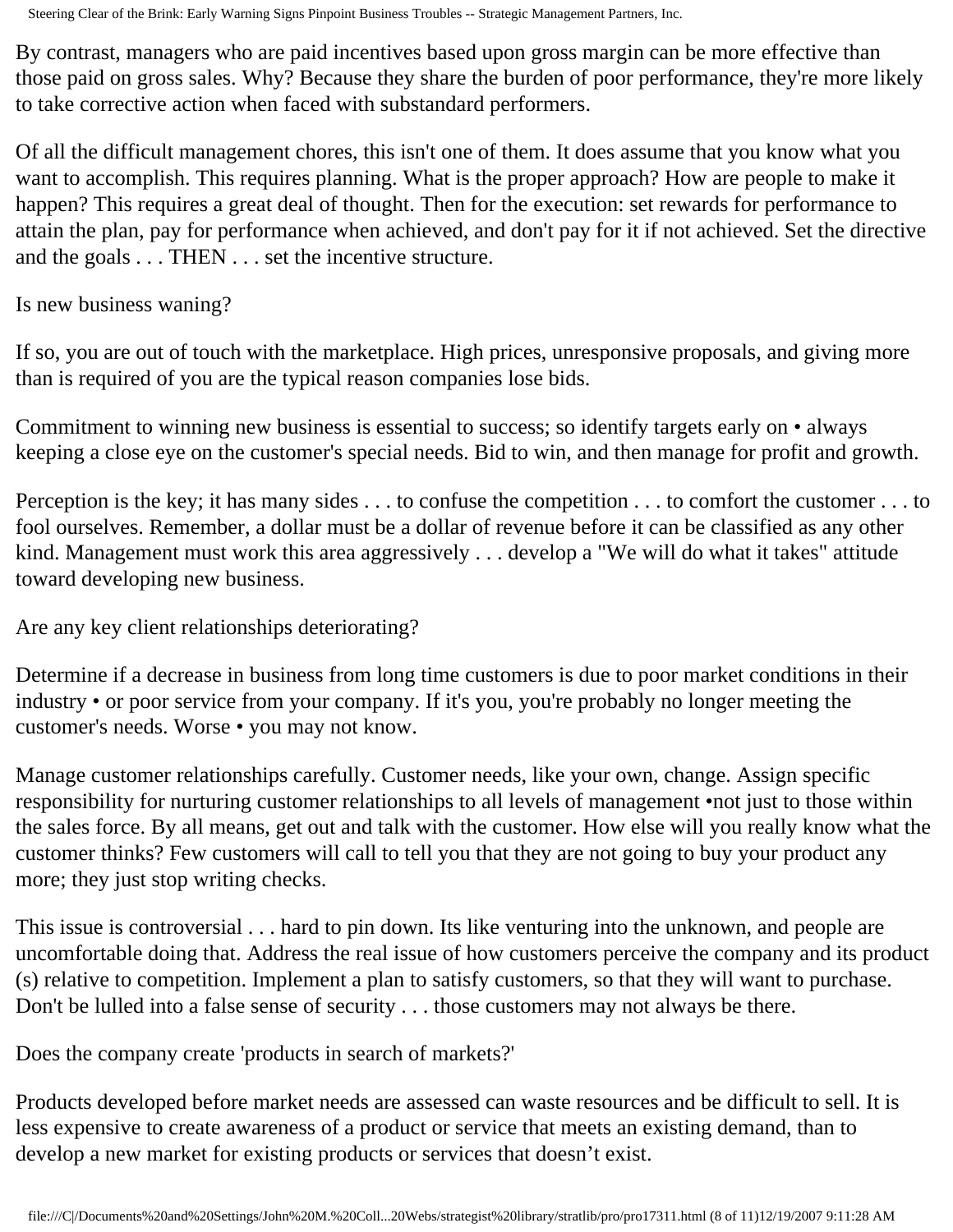By contrast, managers who are paid incentives based upon gross margin can be more effective than those paid on gross sales. Why? Because they share the burden of poor performance, they're more likely to take corrective action when faced with substandard performers.

Of all the difficult management chores, this isn't one of them. It does assume that you know what you want to accomplish. This requires planning. What is the proper approach? How are people to make it happen? This requires a great deal of thought. Then for the execution: set rewards for performance to attain the plan, pay for performance when achieved, and don't pay for it if not achieved. Set the directive and the goals . . . THEN . . . set the incentive structure.

Is new business waning?

If so, you are out of touch with the marketplace. High prices, unresponsive proposals, and giving more than is required of you are the typical reason companies lose bids.

Commitment to winning new business is essential to success; so identify targets early on • always keeping a close eye on the customer's special needs. Bid to win, and then manage for profit and growth.

Perception is the key; it has many sides . . . to confuse the competition . . . to comfort the customer . . . to fool ourselves. Remember, a dollar must be a dollar of revenue before it can be classified as any other kind. Management must work this area aggressively . . . develop a "We will do what it takes" attitude toward developing new business.

Are any key client relationships deteriorating?

Determine if a decrease in business from long time customers is due to poor market conditions in their industry • or poor service from your company. If it's you, you're probably no longer meeting the customer's needs. Worse • you may not know.

Manage customer relationships carefully. Customer needs, like your own, change. Assign specific responsibility for nurturing customer relationships to all levels of management •not just to those within the sales force. By all means, get out and talk with the customer. How else will you really know what the customer thinks? Few customers will call to tell you that they are not going to buy your product any more; they just stop writing checks.

This issue is controversial . . . hard to pin down. Its like venturing into the unknown, and people are uncomfortable doing that. Address the real issue of how customers perceive the company and its product (s) relative to competition. Implement a plan to satisfy customers, so that they will want to purchase. Don't be lulled into a false sense of security . . . those customers may not always be there.

Does the company create 'products in search of markets?'

Products developed before market needs are assessed can waste resources and be difficult to sell. It is less expensive to create awareness of a product or service that meets an existing demand, than to develop a new market for existing products or services that doesn't exist.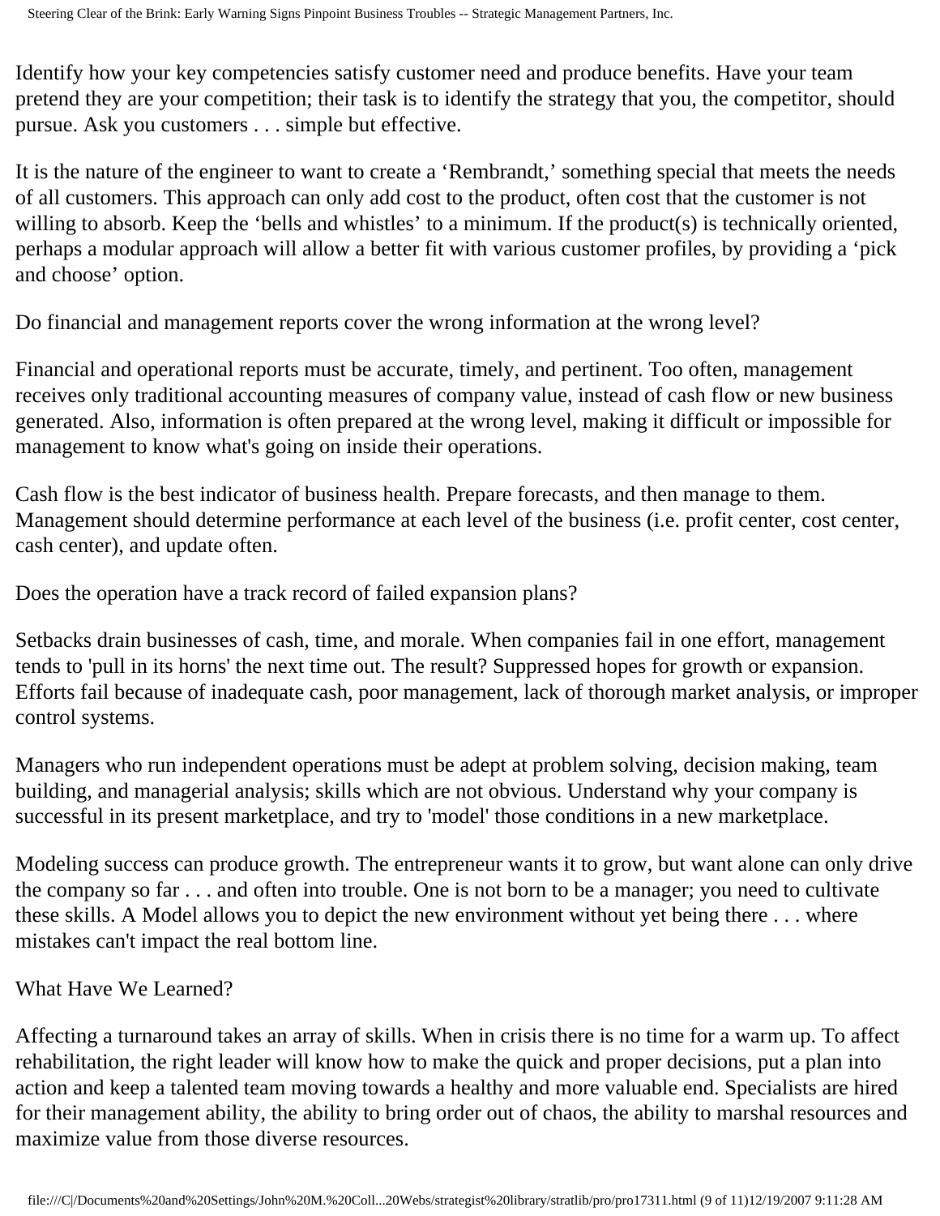Identify how your key competencies satisfy customer need and produce benefits. Have your team pretend they are your competition; their task is to identify the strategy that you, the competitor, should pursue. Ask you customers . . . simple but effective.

It is the nature of the engineer to want to create a 'Rembrandt,' something special that meets the needs of all customers. This approach can only add cost to the product, often cost that the customer is not willing to absorb. Keep the 'bells and whistles' to a minimum. If the product(s) is technically oriented, perhaps a modular approach will allow a better fit with various customer profiles, by providing a 'pick and choose' option.

Do financial and management reports cover the wrong information at the wrong level?

Financial and operational reports must be accurate, timely, and pertinent. Too often, management receives only traditional accounting measures of company value, instead of cash flow or new business generated. Also, information is often prepared at the wrong level, making it difficult or impossible for management to know what's going on inside their operations.

Cash flow is the best indicator of business health. Prepare forecasts, and then manage to them. Management should determine performance at each level of the business (i.e. profit center, cost center, cash center), and update often.

Does the operation have a track record of failed expansion plans?

Setbacks drain businesses of cash, time, and morale. When companies fail in one effort, management tends to 'pull in its horns' the next time out. The result? Suppressed hopes for growth or expansion. Efforts fail because of inadequate cash, poor management, lack of thorough market analysis, or improper control systems.

Managers who run independent operations must be adept at problem solving, decision making, team building, and managerial analysis; skills which are not obvious. Understand why your company is successful in its present marketplace, and try to 'model' those conditions in a new marketplace.

Modeling success can produce growth. The entrepreneur wants it to grow, but want alone can only drive the company so far . . . and often into trouble. One is not born to be a manager; you need to cultivate these skills. A Model allows you to depict the new environment without yet being there . . . where mistakes can't impact the real bottom line.

What Have We Learned?

Affecting a turnaround takes an array of skills. When in crisis there is no time for a warm up. To affect rehabilitation, the right leader will know how to make the quick and proper decisions, put a plan into action and keep a talented team moving towards a healthy and more valuable end. Specialists are hired for their management ability, the ability to bring order out of chaos, the ability to marshal resources and maximize value from those diverse resources.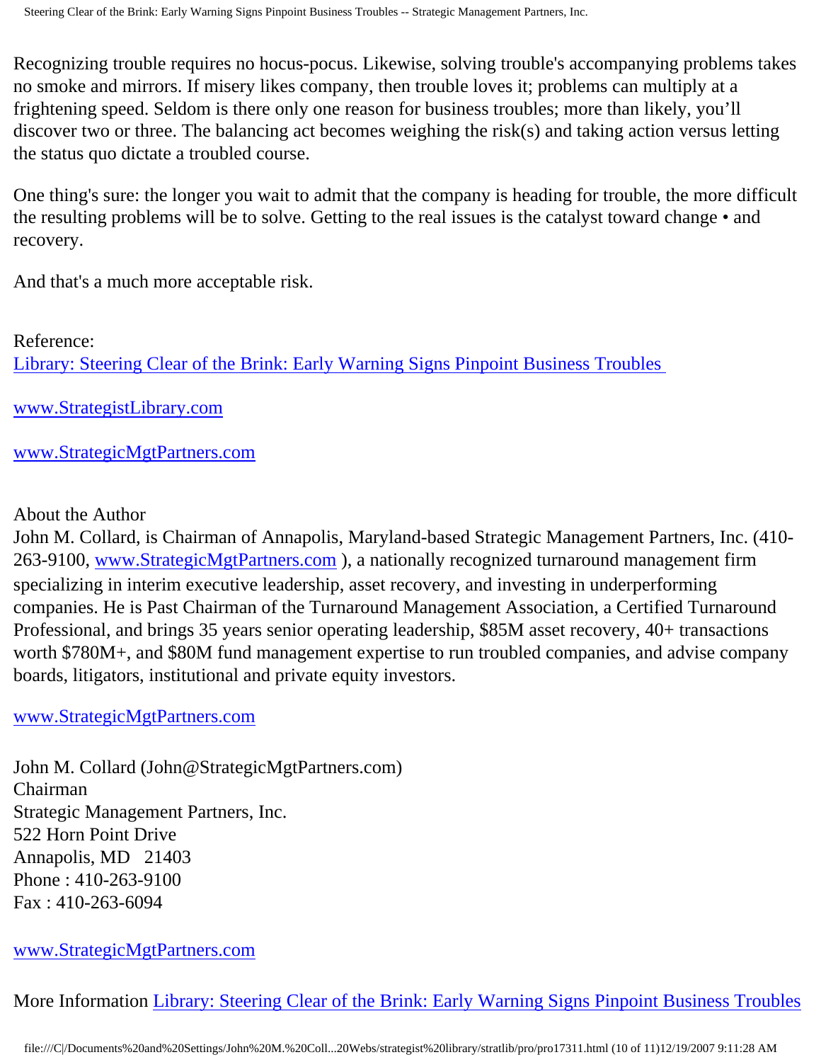Recognizing trouble requires no hocus-pocus. Likewise, solving trouble's accompanying problems takes no smoke and mirrors. If misery likes company, then trouble loves it; problems can multiply at a frightening speed. Seldom is there only one reason for business troubles; more than likely, you'll discover two or three. The balancing act becomes weighing the risk(s) and taking action versus letting the status quo dictate a troubled course.

One thing's sure: the longer you wait to admit that the company is heading for trouble, the more difficult the resulting problems will be to solve. Getting to the real issues is the catalyst toward change • and recovery.

And that's a much more acceptable risk.

Reference:
Library: Steering Clear of the Brink: Early Warning Signs Pinpoint Business Troubles

www.StrategistLibrary.com

www.StrategicMgtPartners.com

About the Author
John M. Collard, is Chairman of Annapolis, Maryland-based Strategic Management Partners, Inc. (410-263-9100, www.StrategicMgtPartners.com ), a nationally recognized turnaround management firm specializing in interim executive leadership, asset recovery, and investing in underperforming companies. He is Past Chairman of the Turnaround Management Association, a Certified Turnaround Professional, and brings 35 years senior operating leadership, $85M asset recovery, 40+ transactions worth $780M+, and $80M fund management expertise to run troubled companies, and advise company boards, litigators, institutional and private equity investors.

www.StrategicMgtPartners.com

John M. Collard (John@StrategicMgtPartners.com)
Chairman
Strategic Management Partners, Inc.
522 Horn Point Drive
Annapolis, MD 21403
Phone : 410-263-9100
Fax : 410-263-6094

www.StrategicMgtPartners.com

More Information Library: Steering Clear of the Brink: Early Warning Signs Pinpoint Business Troubles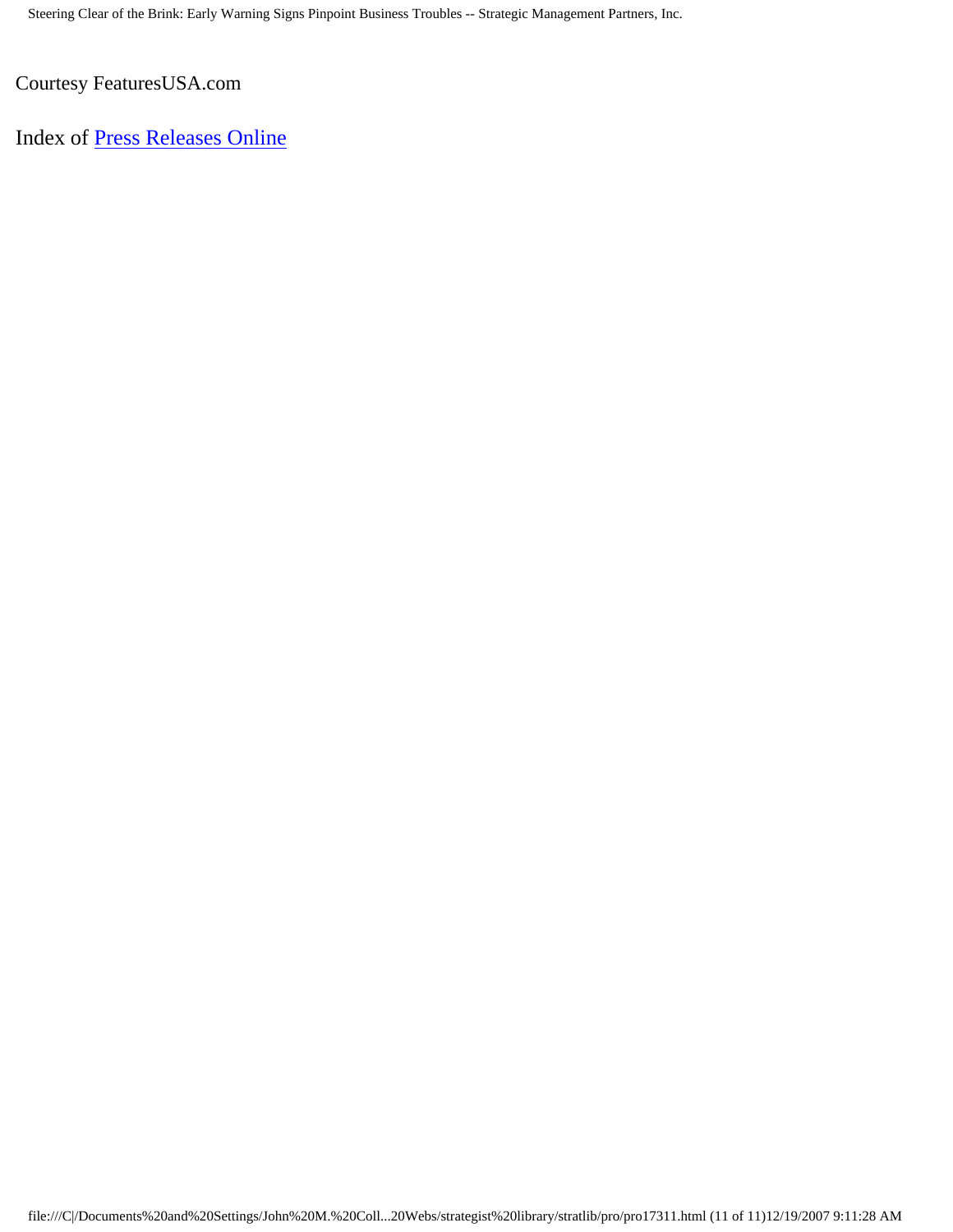Courtesy FeaturesUSA.com

Index of [Press Releases Online]